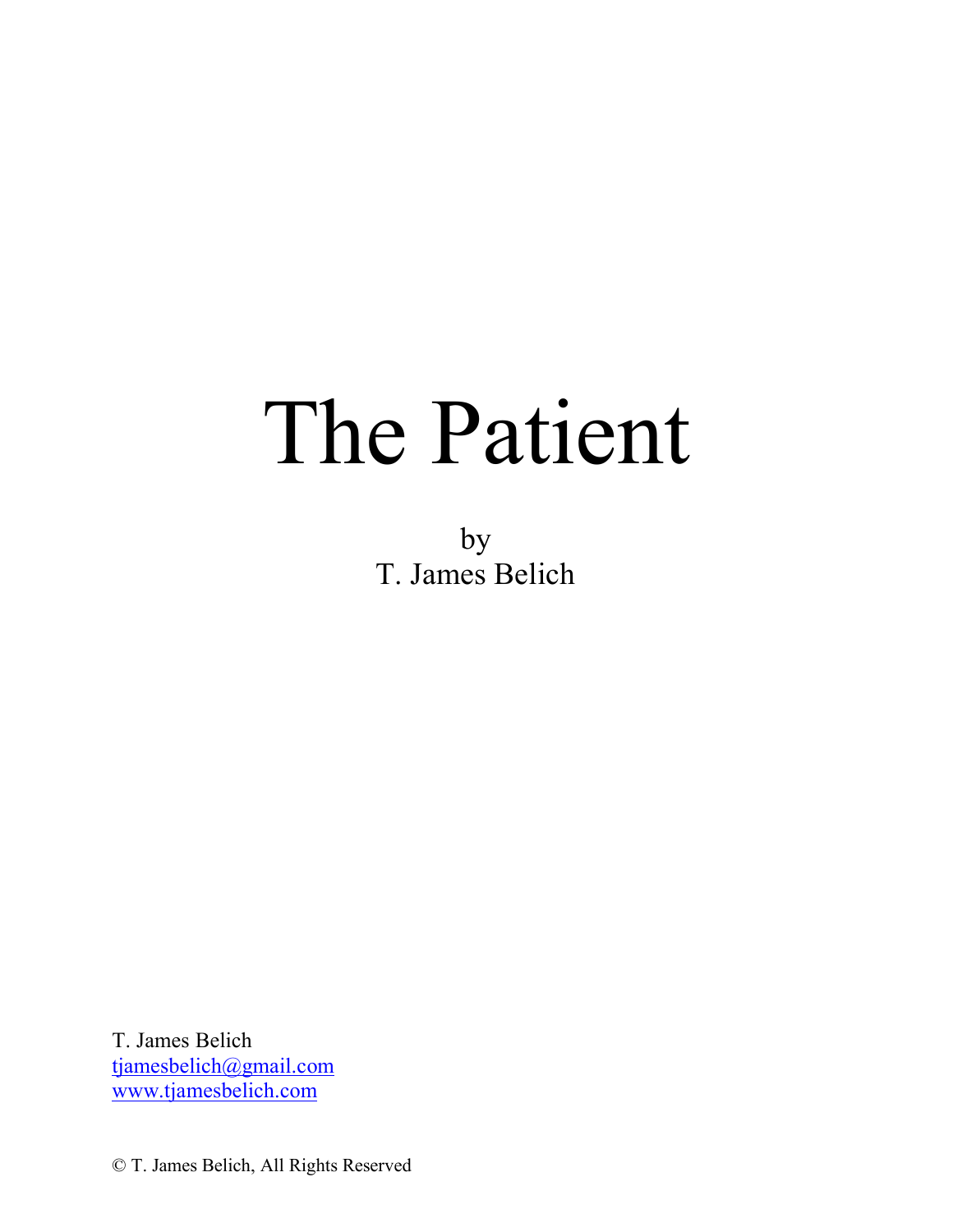# The Patient

by
T. James Belich

T. James Belich
tjamesbelich@gmail.com
www.tjamesbelich.com

© T. James Belich, All Rights Reserved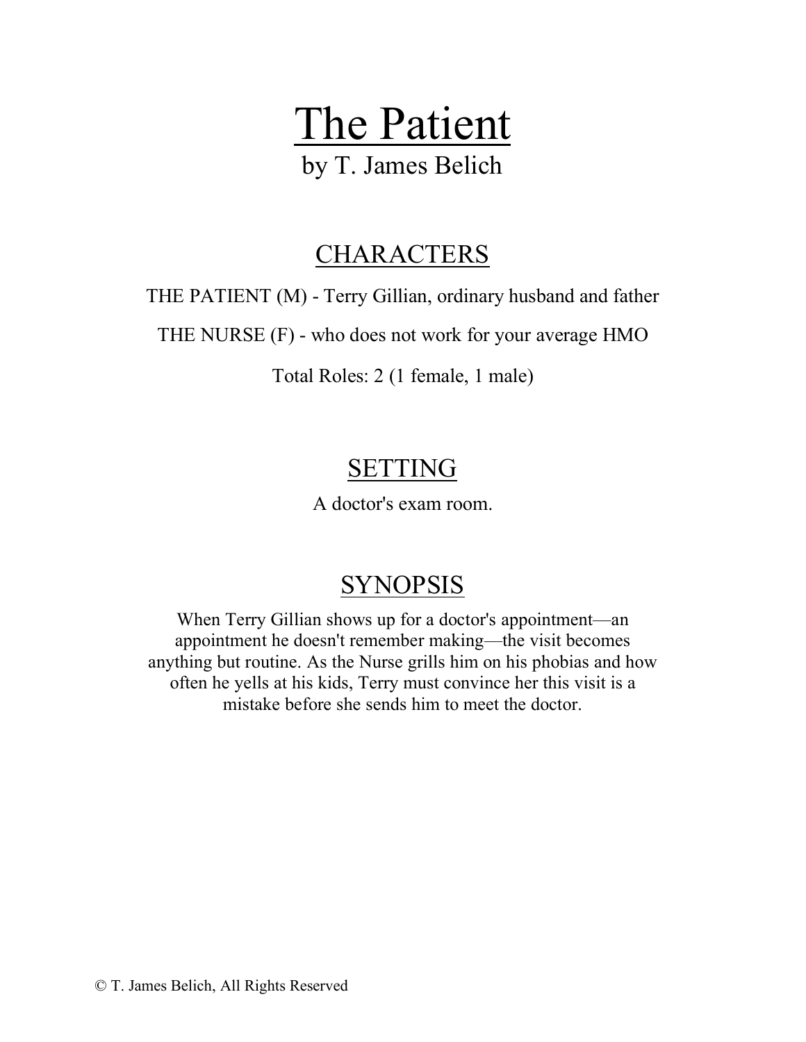# The Patient

by T. James Belich

## CHARACTERS

THE PATIENT (M) - Terry Gillian, ordinary husband and father

THE NURSE (F) - who does not work for your average HMO

Total Roles: 2 (1 female, 1 male)

## SETTING

A doctor's exam room.

## SYNOPSIS

When Terry Gillian shows up for a doctor's appointment—an appointment he doesn't remember making—the visit becomes anything but routine. As the Nurse grills him on his phobias and how often he yells at his kids, Terry must convince her this visit is a mistake before she sends him to meet the doctor.

© T. James Belich, All Rights Reserved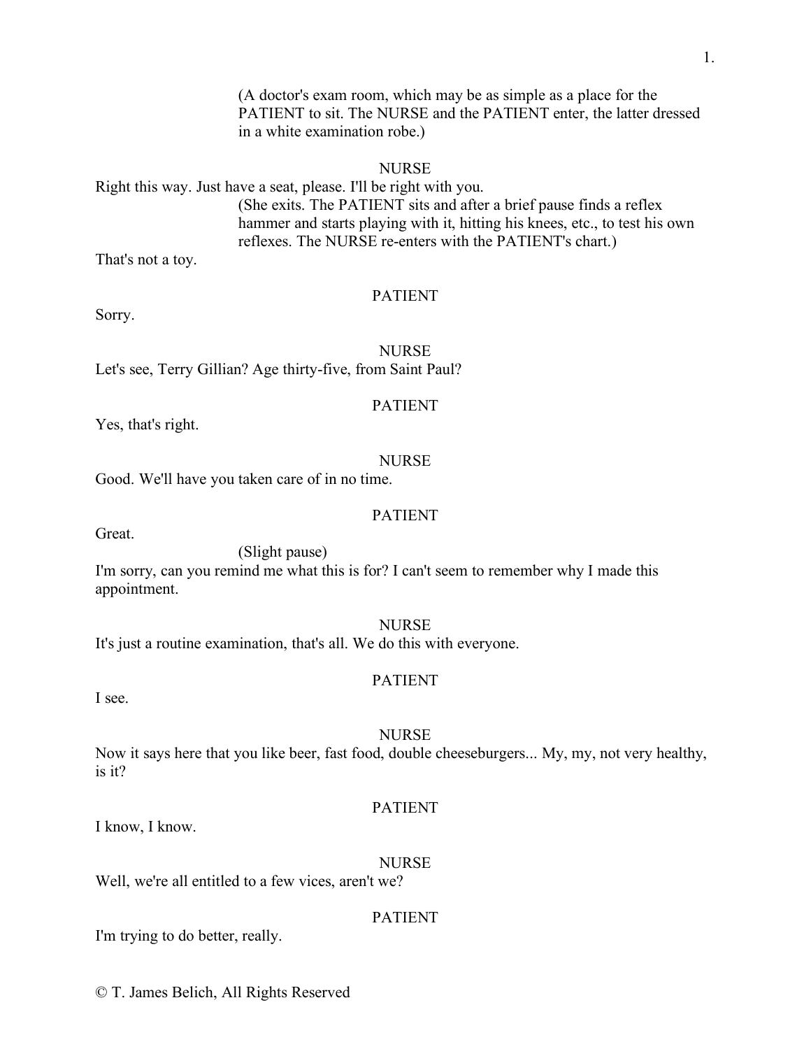(A doctor's exam room, which may be as simple as a place for the PATIENT to sit. The NURSE and the PATIENT enter, the latter dressed in a white examination robe.)

NURSE

Right this way. Just have a seat, please. I'll be right with you.

(She exits. The PATIENT sits and after a brief pause finds a reflex hammer and starts playing with it, hitting his knees, etc., to test his own reflexes. The NURSE re-enters with the PATIENT's chart.)

That's not a toy.

PATIENT

Sorry.

NURSE

Let's see, Terry Gillian? Age thirty-five, from Saint Paul?

PATIENT

Yes, that's right.

NURSE

Good. We'll have you taken care of in no time.

PATIENT

Great.

(Slight pause)

I'm sorry, can you remind me what this is for? I can't seem to remember why I made this appointment.

NURSE

It's just a routine examination, that's all. We do this with everyone.

PATIENT

I see.

NURSE

Now it says here that you like beer, fast food, double cheeseburgers... My, my, not very healthy, is it?

PATIENT

I know, I know.

NURSE

Well, we're all entitled to a few vices, aren't we?

PATIENT

I'm trying to do better, really.

© T. James Belich, All Rights Reserved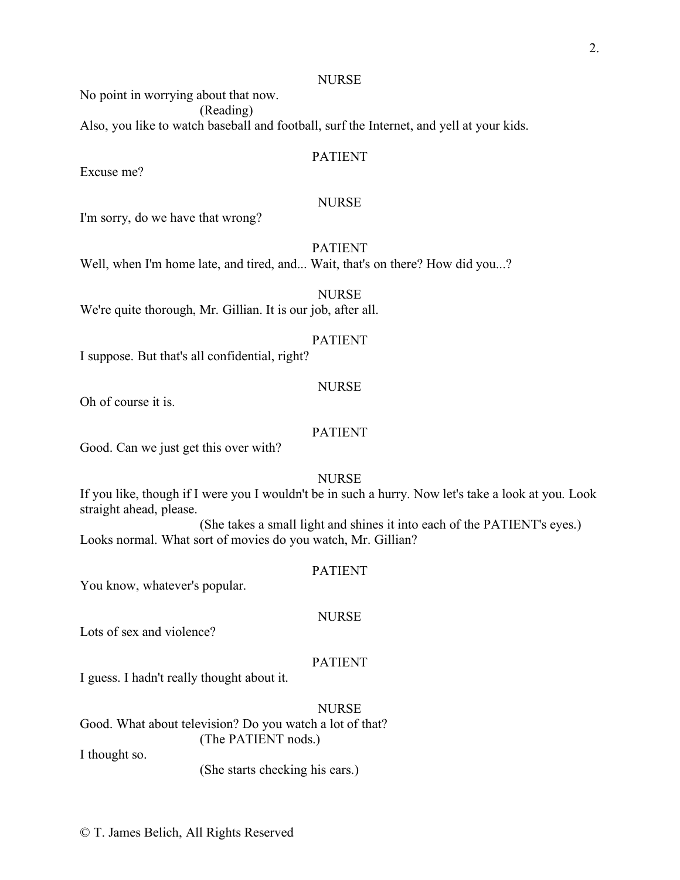NURSE

No point in worrying about that now.

(Reading)

Also, you like to watch baseball and football, surf the Internet, and yell at your kids.

PATIENT

Excuse me?

NURSE

I'm sorry, do we have that wrong?

PATIENT

Well, when I'm home late, and tired, and... Wait, that's on there? How did you...?

NURSE

We're quite thorough, Mr. Gillian. It is our job, after all.

PATIENT

I suppose. But that's all confidential, right?

NURSE

Oh of course it is.

PATIENT

Good. Can we just get this over with?

NURSE

If you like, though if I were you I wouldn't be in such a hurry. Now let's take a look at you. Look straight ahead, please.

(She takes a small light and shines it into each of the PATIENT's eyes.)

Looks normal. What sort of movies do you watch, Mr. Gillian?

PATIENT

You know, whatever's popular.

NURSE

Lots of sex and violence?

PATIENT

I guess. I hadn't really thought about it.

NURSE

Good. What about television? Do you watch a lot of that?

(The PATIENT nods.)

I thought so.

(She starts checking his ears.)

© T. James Belich, All Rights Reserved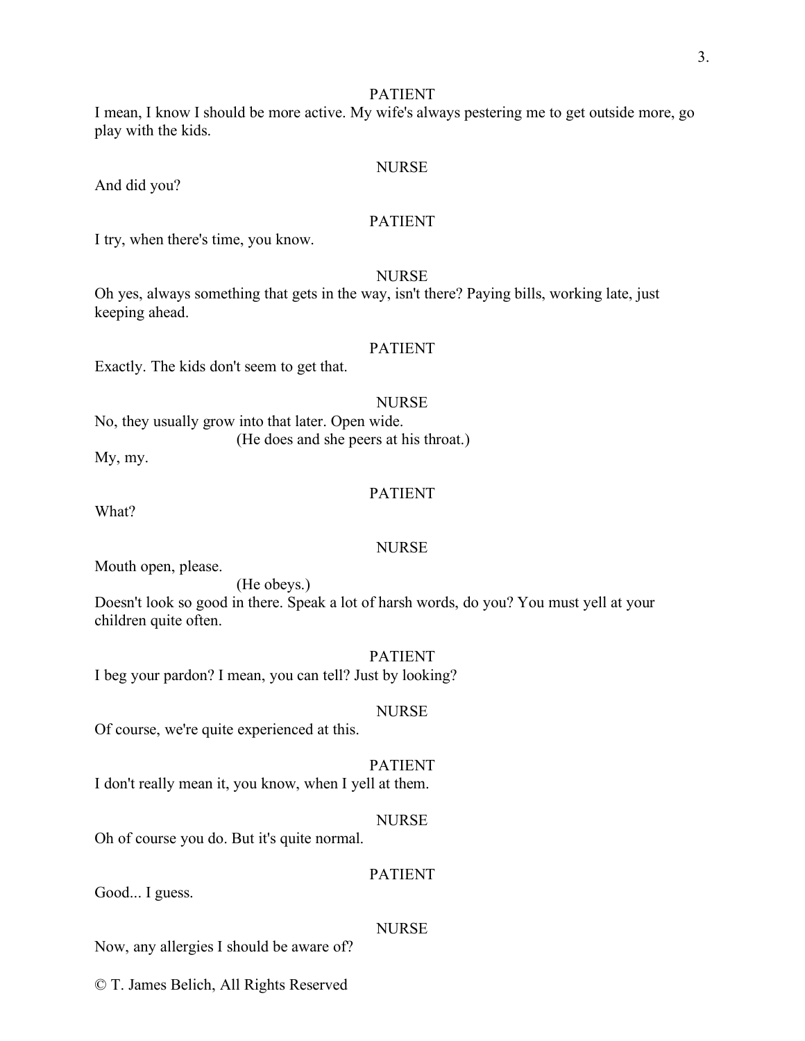PATIENT

I mean, I know I should be more active. My wife's always pestering me to get outside more, go play with the kids.

NURSE

And did you?

PATIENT

I try, when there's time, you know.

NURSE

Oh yes, always something that gets in the way, isn't there? Paying bills, working late, just keeping ahead.

PATIENT

Exactly. The kids don't seem to get that.

NURSE

No, they usually grow into that later. Open wide.

(He does and she peers at his throat.)

My, my.

PATIENT

What?

NURSE

Mouth open, please.

(He obeys.)

Doesn't look so good in there. Speak a lot of harsh words, do you? You must yell at your children quite often.

PATIENT

I beg your pardon? I mean, you can tell? Just by looking?

NURSE

Of course, we're quite experienced at this.

PATIENT

I don't really mean it, you know, when I yell at them.

NURSE

Oh of course you do. But it's quite normal.

PATIENT

Good... I guess.

NURSE

Now, any allergies I should be aware of?

© T. James Belich, All Rights Reserved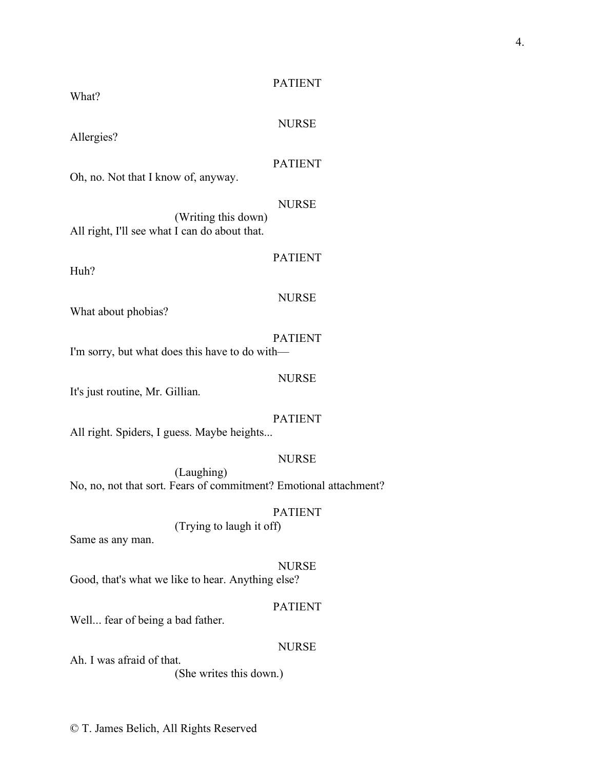PATIENT

What?

NURSE

Allergies?

PATIENT

Oh, no. Not that I know of, anyway.

NURSE

(Writing this down)

All right, I'll see what I can do about that.

PATIENT

Huh?

NURSE

What about phobias?

PATIENT

I'm sorry, but what does this have to do with—

NURSE

It's just routine, Mr. Gillian.

PATIENT

All right. Spiders, I guess. Maybe heights...

NURSE

(Laughing)

No, no, not that sort. Fears of commitment? Emotional attachment?

PATIENT

(Trying to laugh it off)

Same as any man.

NURSE

Good, that's what we like to hear. Anything else?

PATIENT

Well... fear of being a bad father.

NURSE

Ah. I was afraid of that.

(She writes this down.)

© T. James Belich, All Rights Reserved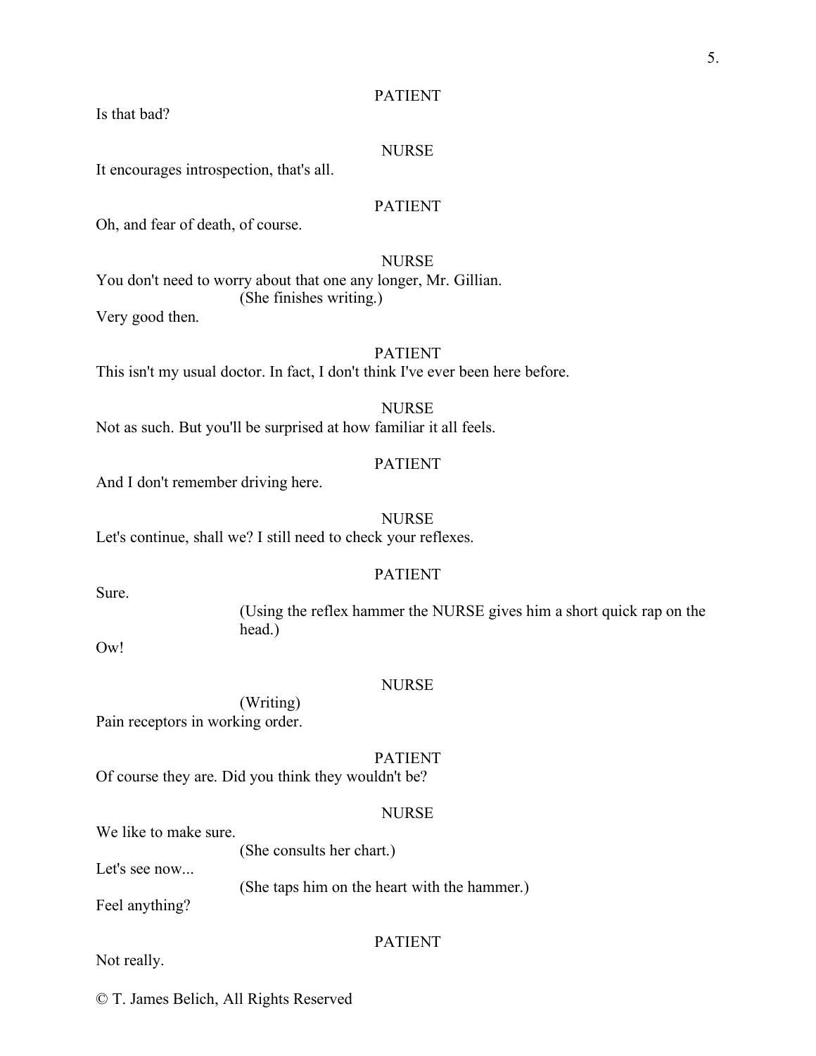PATIENT

Is that bad?

NURSE

It encourages introspection, that's all.

PATIENT

Oh, and fear of death, of course.

NURSE

You don't need to worry about that one any longer, Mr. Gillian.

(She finishes writing.)

Very good then.

PATIENT

This isn't my usual doctor. In fact, I don't think I've ever been here before.

NURSE

Not as such. But you'll be surprised at how familiar it all feels.

PATIENT

And I don't remember driving here.

NURSE

Let's continue, shall we? I still need to check your reflexes.

PATIENT

Sure.

(Using the reflex hammer the NURSE gives him a short quick rap on the head.)

Ow!

NURSE

(Writing)

Pain receptors in working order.

PATIENT

Of course they are. Did you think they wouldn't be?

NURSE

We like to make sure.

(She consults her chart.)

Let's see now...

(She taps him on the heart with the hammer.)

Feel anything?

PATIENT

Not really.

© T. James Belich, All Rights Reserved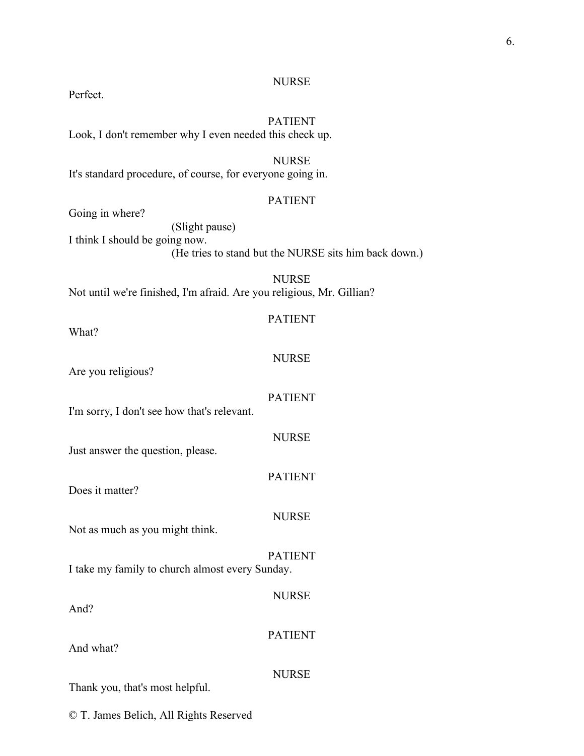NURSE

Perfect.

PATIENT

Look, I don't remember why I even needed this check up.

NURSE

It's standard procedure, of course, for everyone going in.

PATIENT

Going in where?

(Slight pause)

I think I should be going now.

(He tries to stand but the NURSE sits him back down.)

NURSE

Not until we're finished, I'm afraid. Are you religious, Mr. Gillian?

PATIENT

What?

NURSE

Are you religious?

PATIENT

I'm sorry, I don't see how that's relevant.

NURSE

Just answer the question, please.

PATIENT

Does it matter?

NURSE

Not as much as you might think.

PATIENT

I take my family to church almost every Sunday.

NURSE

And?

PATIENT

And what?

NURSE

Thank you, that's most helpful.

© T. James Belich, All Rights Reserved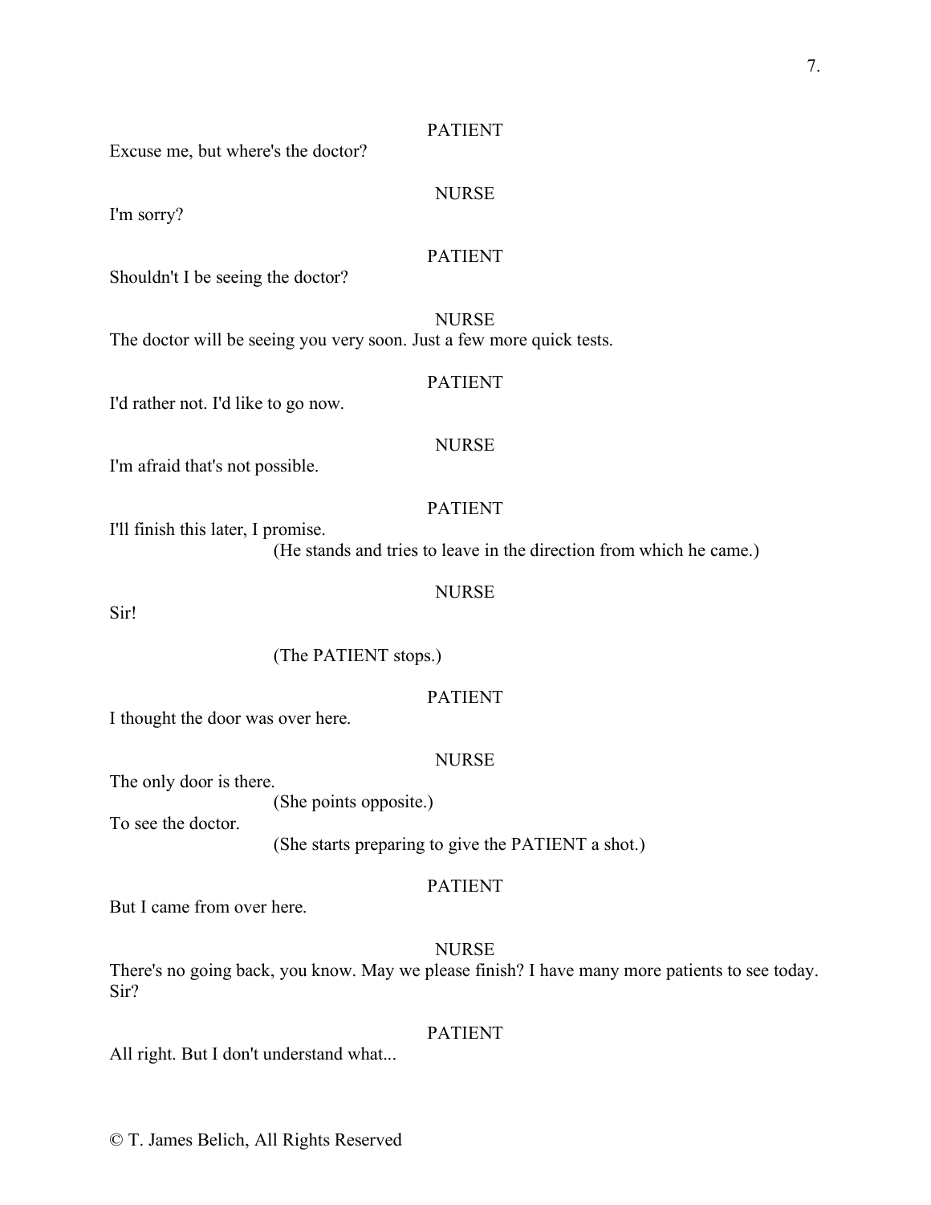PATIENT

Excuse me, but where's the doctor?

NURSE

I'm sorry?

PATIENT

Shouldn't I be seeing the doctor?

NURSE

The doctor will be seeing you very soon. Just a few more quick tests.

PATIENT

I'd rather not. I'd like to go now.

NURSE

I'm afraid that's not possible.

PATIENT

I'll finish this later, I promise.

(He stands and tries to leave in the direction from which he came.)

NURSE

Sir!

(The PATIENT stops.)

PATIENT

I thought the door was over here.

NURSE

The only door is there.

(She points opposite.)

To see the doctor.

(She starts preparing to give the PATIENT a shot.)

PATIENT

But I came from over here.

NURSE

There's no going back, you know. May we please finish? I have many more patients to see today. Sir?

PATIENT

All right. But I don't understand what...

© T. James Belich, All Rights Reserved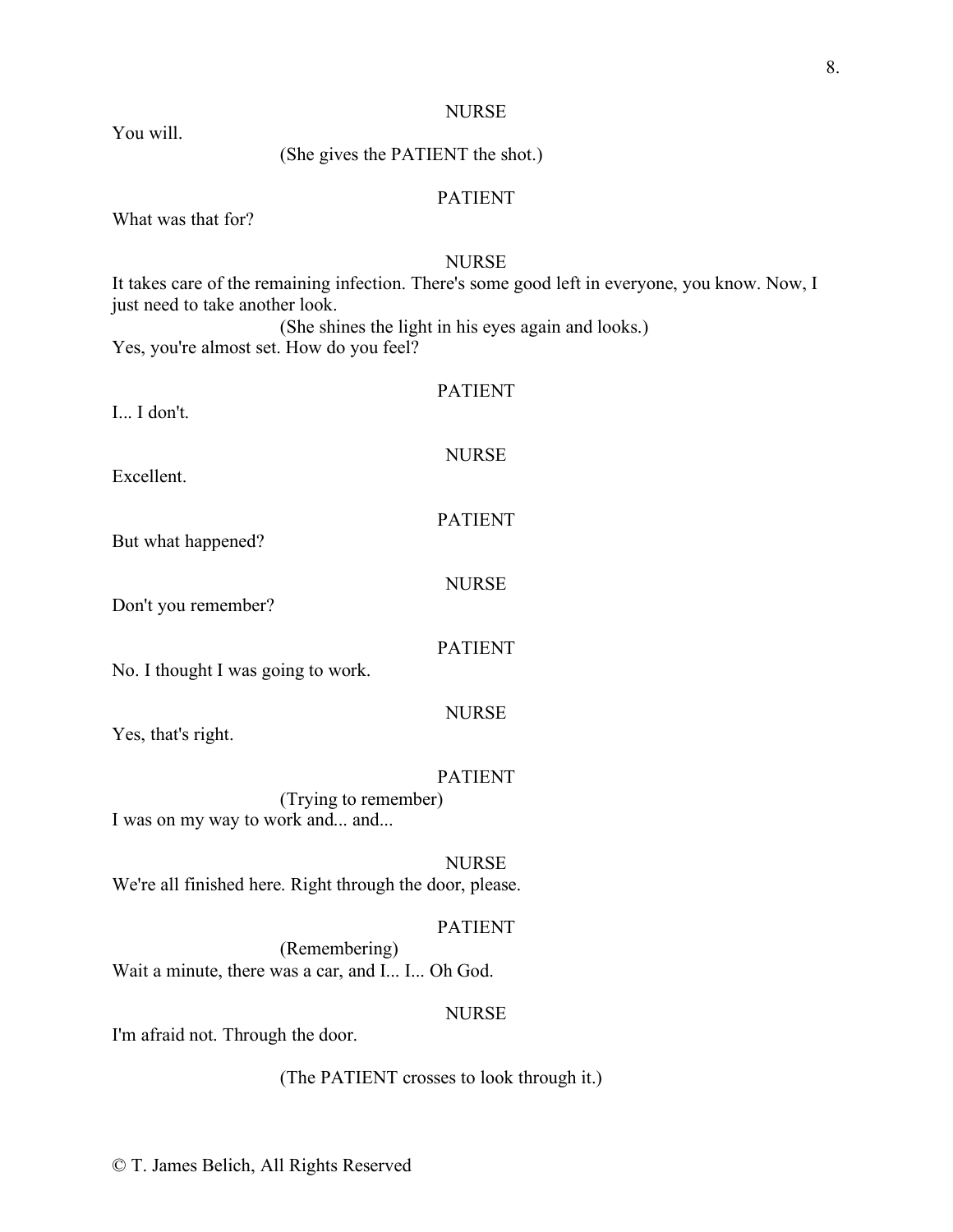NURSE

You will.

(She gives the PATIENT the shot.)

PATIENT

What was that for?

NURSE

It takes care of the remaining infection. There's some good left in everyone, you know. Now, I just need to take another look.

(She shines the light in his eyes again and looks.)

Yes, you're almost set. How do you feel?

PATIENT

I... I don't.

NURSE

Excellent.

PATIENT

But what happened?

NURSE

Don't you remember?

PATIENT

No. I thought I was going to work.

NURSE

Yes, that's right.

PATIENT

(Trying to remember)

I was on my way to work and... and...

NURSE

We're all finished here. Right through the door, please.

PATIENT

(Remembering)

Wait a minute, there was a car, and I... I... Oh God.

NURSE

I'm afraid not. Through the door.

(The PATIENT crosses to look through it.)

© T. James Belich, All Rights Reserved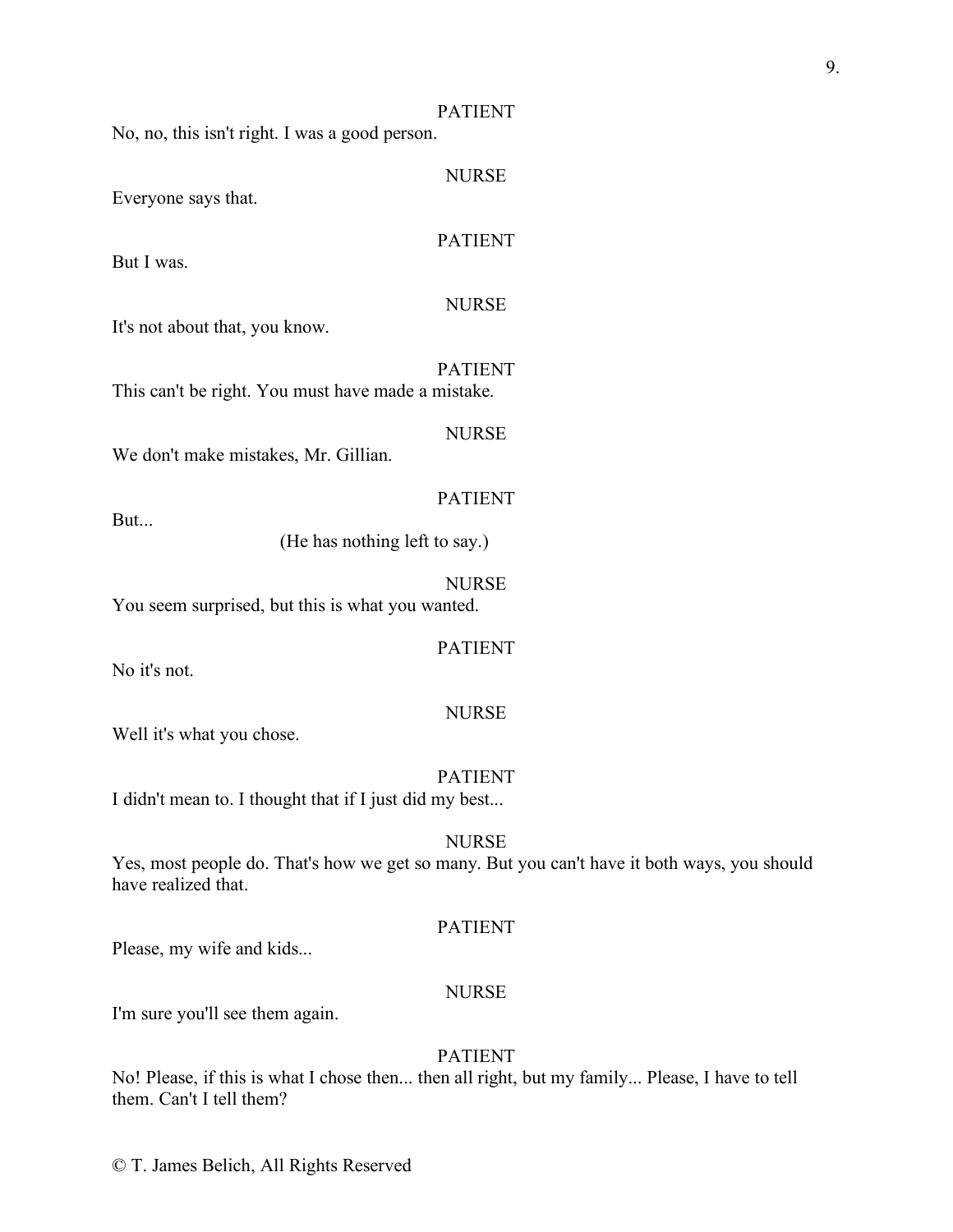PATIENT

No, no, this isn't right. I was a good person.

NURSE

Everyone says that.

PATIENT

But I was.

NURSE

It's not about that, you know.

PATIENT

This can't be right. You must have made a mistake.

NURSE

We don't make mistakes, Mr. Gillian.

PATIENT

But...

(He has nothing left to say.)

NURSE

You seem surprised, but this is what you wanted.

PATIENT

No it's not.

NURSE

Well it's what you chose.

PATIENT

I didn't mean to. I thought that if I just did my best...

NURSE

Yes, most people do. That's how we get so many. But you can't have it both ways, you should have realized that.

PATIENT

Please, my wife and kids...

NURSE

I'm sure you'll see them again.

PATIENT

No! Please, if this is what I chose then... then all right, but my family... Please, I have to tell them. Can't I tell them?

© T. James Belich, All Rights Reserved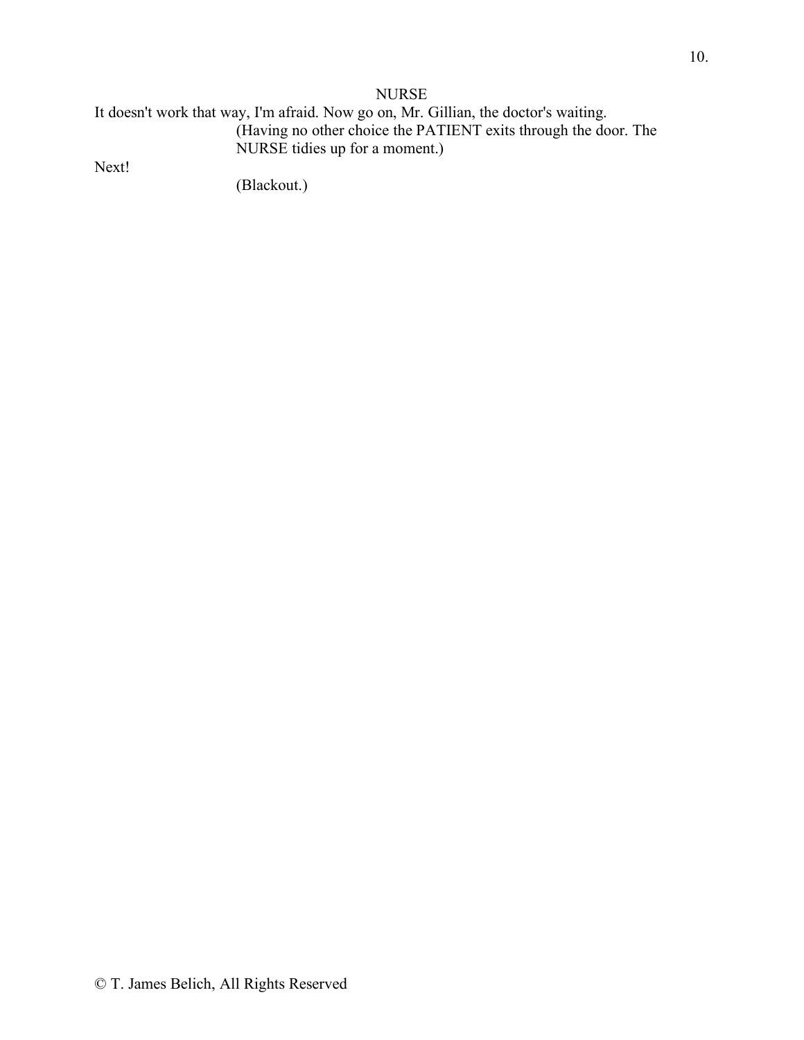NURSE

It doesn't work that way, I'm afraid. Now go on, Mr. Gillian, the doctor's waiting.

(Having no other choice the PATIENT exits through the door. The NURSE tidies up for a moment.)

Next!

(Blackout.)

© T. James Belich, All Rights Reserved